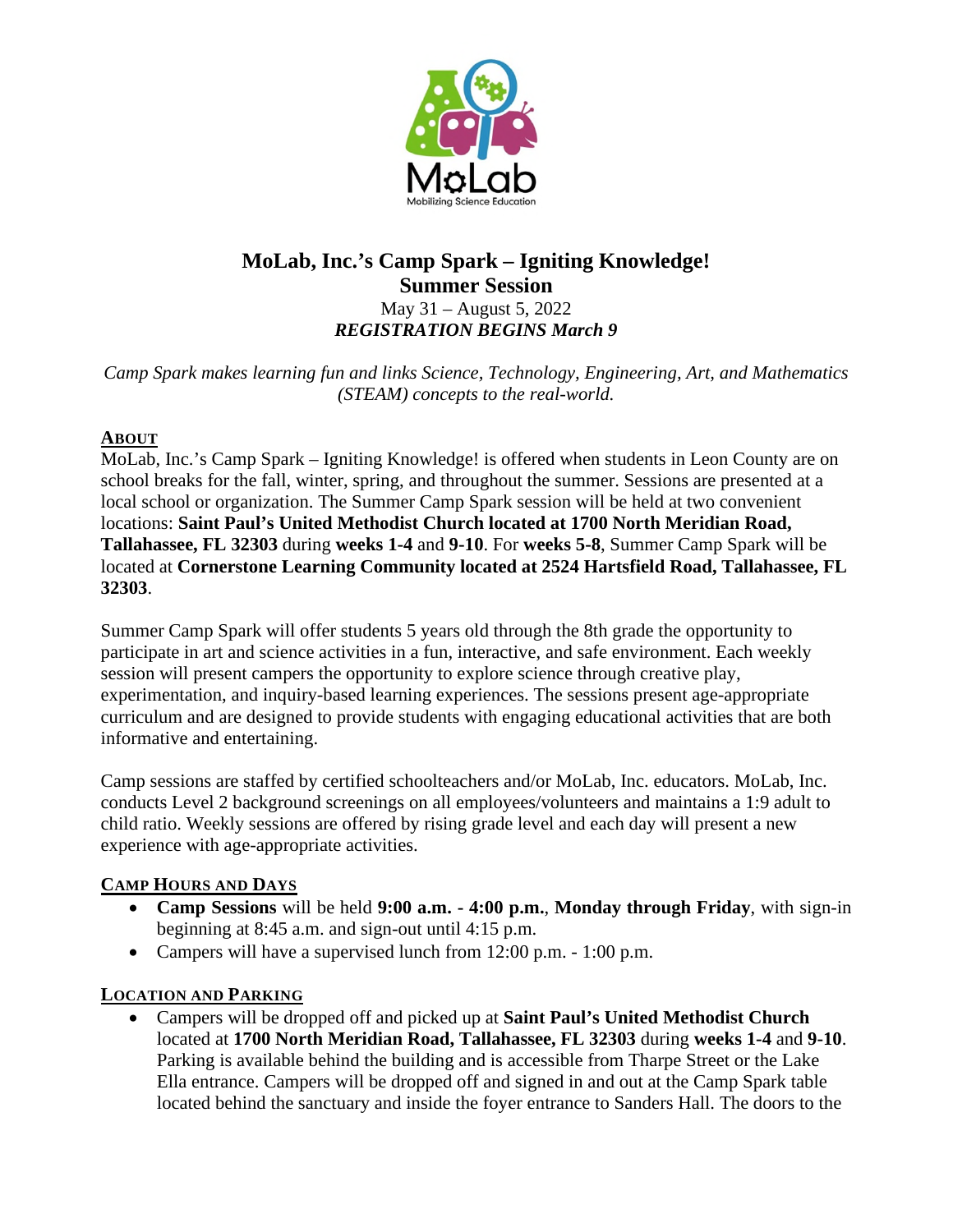# MoLab, Inc.'s Camp Spark – Igniting Knowledge!
## Summer Session

May 31 – August 5, 2022
***REGISTRATION BEGINS March 9***

*Camp Spark makes learning fun and links Science, Technology, Engineering, Art, and Mathematics (STEAM) concepts to the real-world.*

### ABOUT

MoLab, Inc.'s Camp Spark – Igniting Knowledge! is offered when students in Leon County are on school breaks for the fall, winter, spring, and throughout the summer. Sessions are presented at a local school or organization. The Summer Camp Spark session will be held at two convenient locations: **Saint Paul's United Methodist Church located at 1700 North Meridian Road, Tallahassee, FL 32303** during **weeks 1-4** and **9-10**. For **weeks 5-8**, Summer Camp Spark will be located at **Cornerstone Learning Community located at 2524 Hartsfield Road, Tallahassee, FL 32303**.

Summer Camp Spark will offer students 5 years old through the 8th grade the opportunity to participate in art and science activities in a fun, interactive, and safe environment. Each weekly session will present campers the opportunity to explore science through creative play, experimentation, and inquiry-based learning experiences. The sessions present age-appropriate curriculum and are designed to provide students with engaging educational activities that are both informative and entertaining.

Camp sessions are staffed by certified schoolteachers and/or MoLab, Inc. educators. MoLab, Inc. conducts Level 2 background screenings on all employees/volunteers and maintains a 1:9 adult to child ratio. Weekly sessions are offered by rising grade level and each day will present a new experience with age-appropriate activities.

### CAMP HOURS AND DAYS

- **Camp Sessions** will be held **9:00 a.m. - 4:00 p.m.**, **Monday through Friday**, with sign-in beginning at 8:45 a.m. and sign-out until 4:15 p.m.
- Campers will have a supervised lunch from 12:00 p.m. - 1:00 p.m.

### LOCATION AND PARKING

- Campers will be dropped off and picked up at **Saint Paul's United Methodist Church** located at **1700 North Meridian Road, Tallahassee, FL 32303** during **weeks 1-4** and **9-10**. Parking is available behind the building and is accessible from Tharpe Street or the Lake Ella entrance. Campers will be dropped off and signed in and out at the Camp Spark table located behind the sanctuary and inside the foyer entrance to Sanders Hall. The doors to the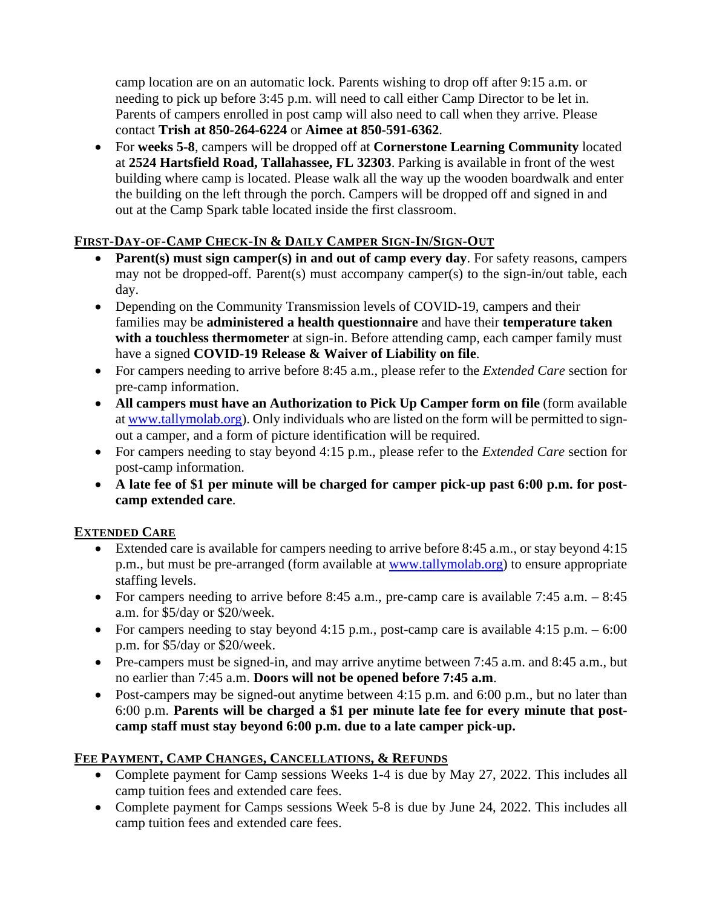camp location are on an automatic lock. Parents wishing to drop off after 9:15 a.m. or needing to pick up before 3:45 p.m. will need to call either Camp Director to be let in. Parents of campers enrolled in post camp will also need to call when they arrive. Please contact **Trish at 850-264-6224** or **Aimee at 850-591-6362**.

- For **weeks 5-8**, campers will be dropped off at **Cornerstone Learning Community** located at **2524 Hartsfield Road, Tallahassee, FL 32303**. Parking is available in front of the west building where camp is located. Please walk all the way up the wooden boardwalk and enter the building on the left through the porch. Campers will be dropped off and signed in and out at the Camp Spark table located inside the first classroom.

## FIRST-DAY-OF-CAMP CHECK-IN & DAILY CAMPER SIGN-IN/SIGN-OUT

- **Parent(s) must sign camper(s) in and out of camp every day**. For safety reasons, campers may not be dropped-off. Parent(s) must accompany camper(s) to the sign-in/out table, each day.
- Depending on the Community Transmission levels of COVID-19, campers and their families may be **administered a health questionnaire** and have their **temperature taken with a touchless thermometer** at sign-in. Before attending camp, each camper family must have a signed **COVID-19 Release & Waiver of Liability on file**.
- For campers needing to arrive before 8:45 a.m., please refer to the *Extended Care* section for pre-camp information.
- **All campers must have an Authorization to Pick Up Camper form on file** (form available at www.tallymolab.org). Only individuals who are listed on the form will be permitted to sign-out a camper, and a form of picture identification will be required.
- For campers needing to stay beyond 4:15 p.m., please refer to the *Extended Care* section for post-camp information.
- **A late fee of $1 per minute will be charged for camper pick-up past 6:00 p.m. for post-camp extended care**.

## EXTENDED CARE

- Extended care is available for campers needing to arrive before 8:45 a.m., or stay beyond 4:15 p.m., but must be pre-arranged (form available at www.tallymolab.org) to ensure appropriate staffing levels.
- For campers needing to arrive before 8:45 a.m., pre-camp care is available 7:45 a.m. – 8:45 a.m. for $5/day or $20/week.
- For campers needing to stay beyond 4:15 p.m., post-camp care is available 4:15 p.m. – 6:00 p.m. for $5/day or $20/week.
- Pre-campers must be signed-in, and may arrive anytime between 7:45 a.m. and 8:45 a.m., but no earlier than 7:45 a.m. **Doors will not be opened before 7:45 a.m**.
- Post-campers may be signed-out anytime between 4:15 p.m. and 6:00 p.m., but no later than 6:00 p.m. **Parents will be charged a $1 per minute late fee for every minute that post-camp staff must stay beyond 6:00 p.m. due to a late camper pick-up.**

## FEE PAYMENT, CAMP CHANGES, CANCELLATIONS, & REFUNDS

- Complete payment for Camp sessions Weeks 1-4 is due by May 27, 2022. This includes all camp tuition fees and extended care fees.
- Complete payment for Camps sessions Week 5-8 is due by June 24, 2022. This includes all camp tuition fees and extended care fees.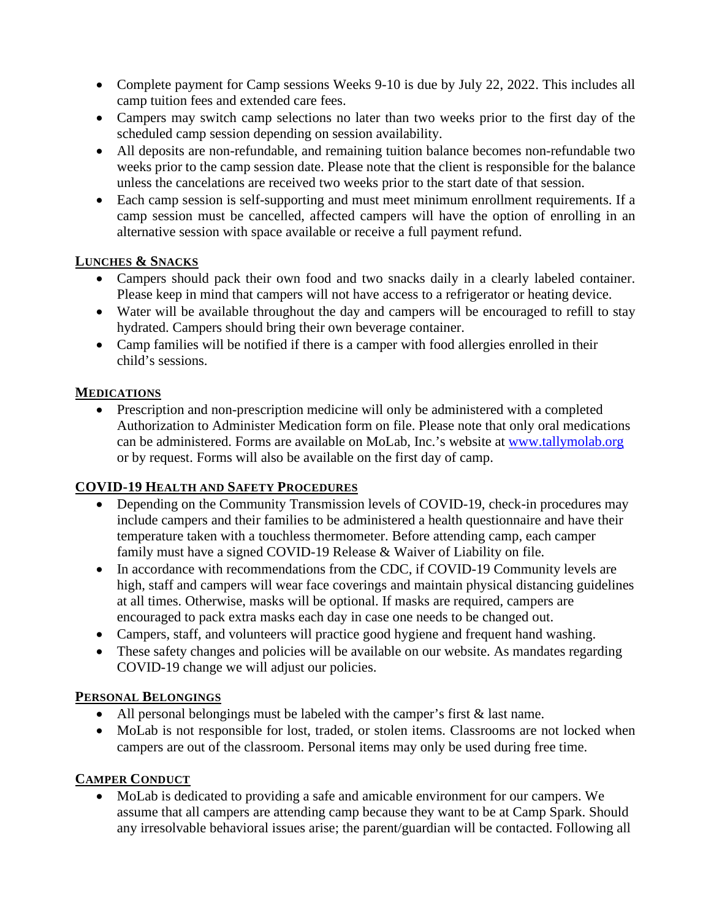- Complete payment for Camp sessions Weeks 9-10 is due by July 22, 2022. This includes all camp tuition fees and extended care fees.
- Campers may switch camp selections no later than two weeks prior to the first day of the scheduled camp session depending on session availability.
- All deposits are non-refundable, and remaining tuition balance becomes non-refundable two weeks prior to the camp session date. Please note that the client is responsible for the balance unless the cancelations are received two weeks prior to the start date of that session.
- Each camp session is self-supporting and must meet minimum enrollment requirements. If a camp session must be cancelled, affected campers will have the option of enrolling in an alternative session with space available or receive a full payment refund.

## LUNCHES & SNACKS

- Campers should pack their own food and two snacks daily in a clearly labeled container. Please keep in mind that campers will not have access to a refrigerator or heating device.
- Water will be available throughout the day and campers will be encouraged to refill to stay hydrated. Campers should bring their own beverage container.
- Camp families will be notified if there is a camper with food allergies enrolled in their child's sessions.

## MEDICATIONS

- Prescription and non-prescription medicine will only be administered with a completed Authorization to Administer Medication form on file. Please note that only oral medications can be administered. Forms are available on MoLab, Inc.'s website at [www.tallymolab.org](http://www.tallymolab.org) or by request. Forms will also be available on the first day of camp.

## COVID-19 HEALTH AND SAFETY PROCEDURES

- Depending on the Community Transmission levels of COVID-19, check-in procedures may include campers and their families to be administered a health questionnaire and have their temperature taken with a touchless thermometer. Before attending camp, each camper family must have a signed COVID-19 Release & Waiver of Liability on file.
- In accordance with recommendations from the CDC, if COVID-19 Community levels are high, staff and campers will wear face coverings and maintain physical distancing guidelines at all times. Otherwise, masks will be optional. If masks are required, campers are encouraged to pack extra masks each day in case one needs to be changed out.
- Campers, staff, and volunteers will practice good hygiene and frequent hand washing.
- These safety changes and policies will be available on our website. As mandates regarding COVID-19 change we will adjust our policies.

## PERSONAL BELONGINGS

- All personal belongings must be labeled with the camper's first & last name.
- MoLab is not responsible for lost, traded, or stolen items. Classrooms are not locked when campers are out of the classroom. Personal items may only be used during free time.

## CAMPER CONDUCT

- MoLab is dedicated to providing a safe and amicable environment for our campers. We assume that all campers are attending camp because they want to be at Camp Spark. Should any irresolvable behavioral issues arise; the parent/guardian will be contacted. Following all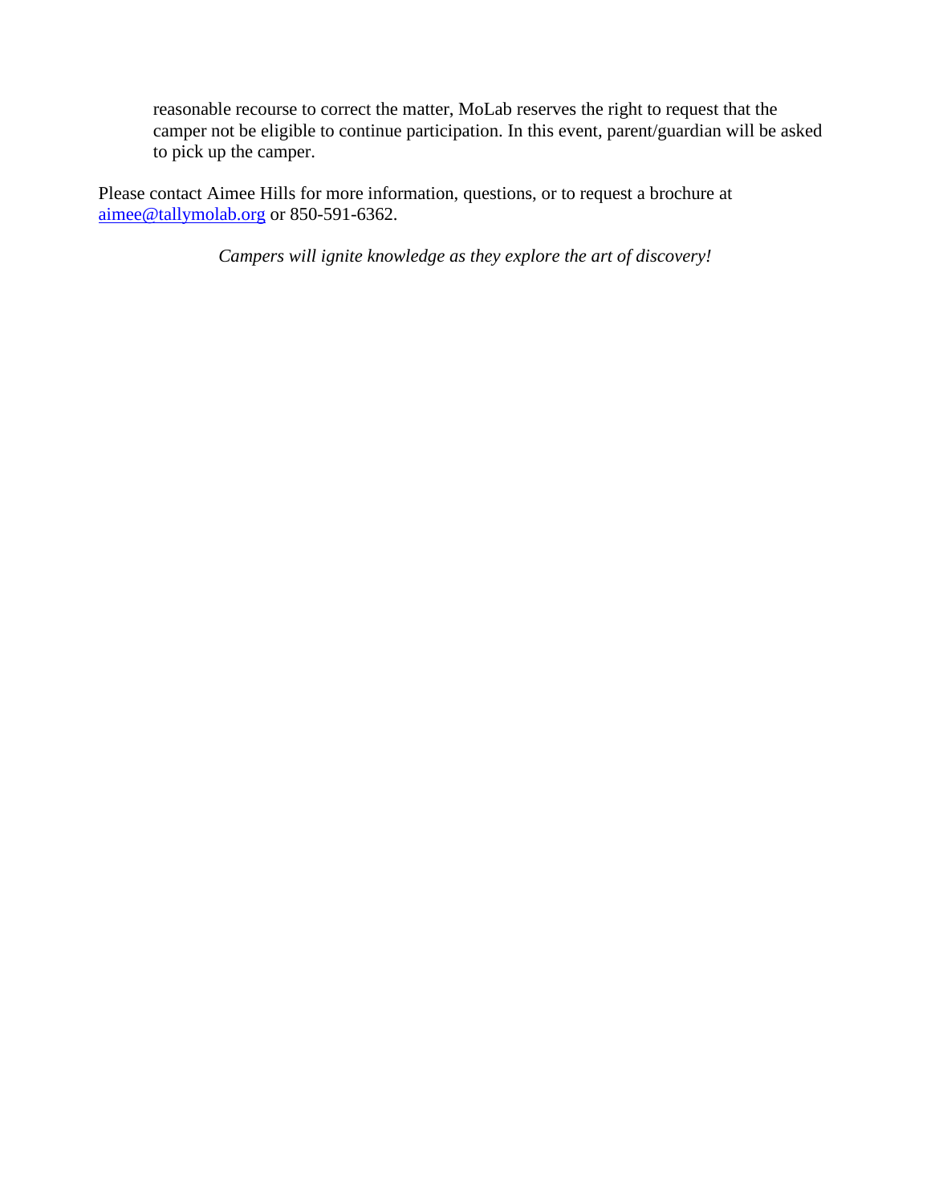reasonable recourse to correct the matter, MoLab reserves the right to request that the camper not be eligible to continue participation. In this event, parent/guardian will be asked to pick up the camper.

Please contact Aimee Hills for more information, questions, or to request a brochure at aimee@tallymolab.org or 850-591-6362.

*Campers will ignite knowledge as they explore the art of discovery!*